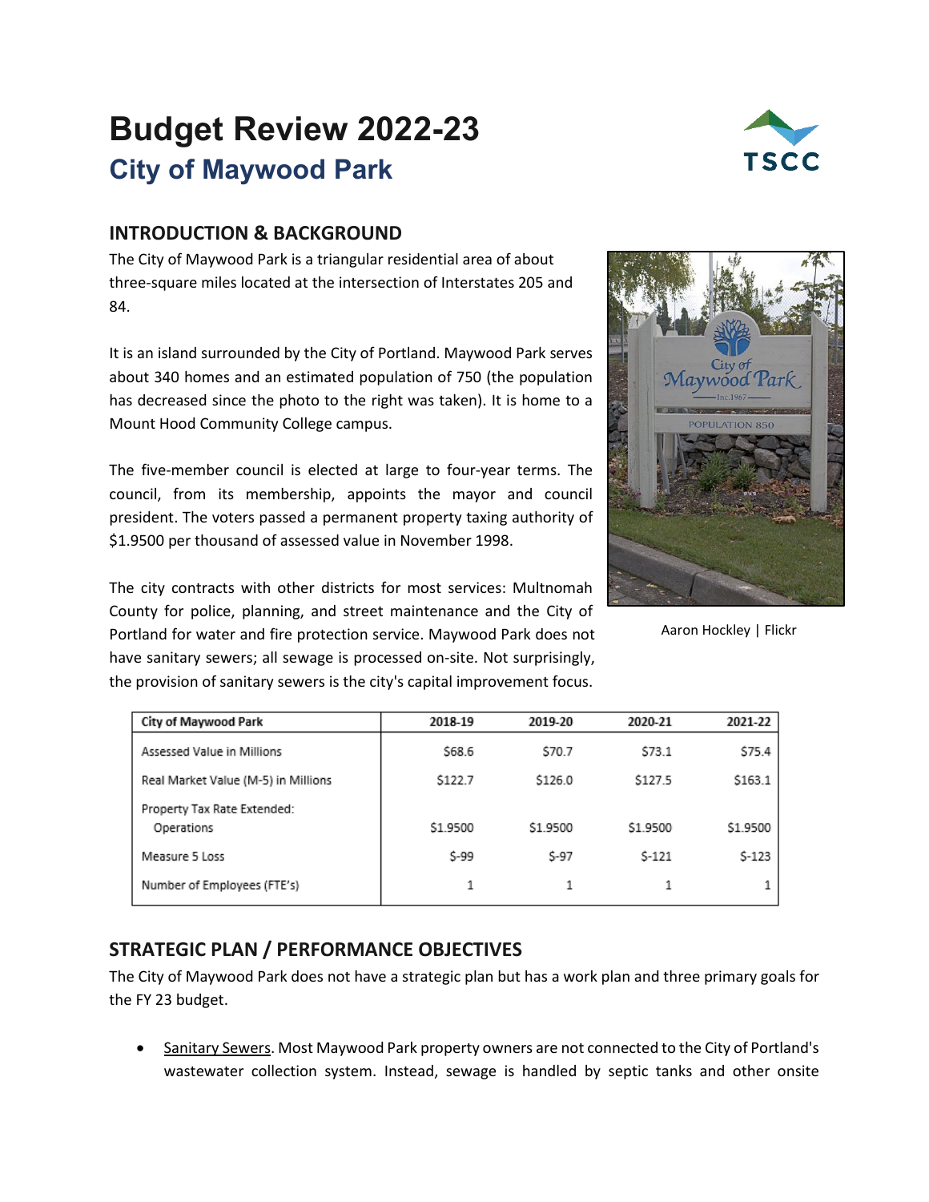# Budget Review 2022-23

## City of Maywood Park

### INTRODUCTION & BACKGROUND

The City of Maywood Park is a triangular residential area of about three-square miles located at the intersection of Interstates 205 and 84.

It is an island surrounded by the City of Portland. Maywood Park serves about 340 homes and an estimated population of 750 (the population has decreased since the photo to the right was taken). It is home to a Mount Hood Community College campus.

Aaron Hockley | Flickr

The five-member council is elected at large to four-year terms. The council, from its membership, appoints the mayor and council president. The voters passed a permanent property taxing authority of $1.9500 per thousand of assessed value in November 1998.

The city contracts with other districts for most services: Multnomah County for police, planning, and street maintenance and the City of Portland for water and fire protection service. Maywood Park does not have sanitary sewers; all sewage is processed on-site. Not surprisingly, the provision of sanitary sewers is the city's capital improvement focus.

| City of Maywood Park | 2018-19 | 2019-20 | 2020-21 | 2021-22 |
|---|---|---|---|---|
| Assessed Value in Millions | $68.6 | $70.7 | $73.1 | $75.4 |
| Real Market Value (M-5) in Millions | $122.7 | $126.0 | $127.5 | $163.1 |
| Property Tax Rate Extended: Operations | $1.9500 | $1.9500 | $1.9500 | $1.9500 |
| Measure 5 Loss | $-99 | $-97 | $-121 | $-123 |
| Number of Employees (FTE's) | 1 | 1 | 1 | 1 |

### STRATEGIC PLAN / PERFORMANCE OBJECTIVES

The City of Maywood Park does not have a strategic plan but has a work plan and three primary goals for the FY 23 budget.

- Sanitary Sewers. Most Maywood Park property owners are not connected to the City of Portland's wastewater collection system. Instead, sewage is handled by septic tanks and other onsite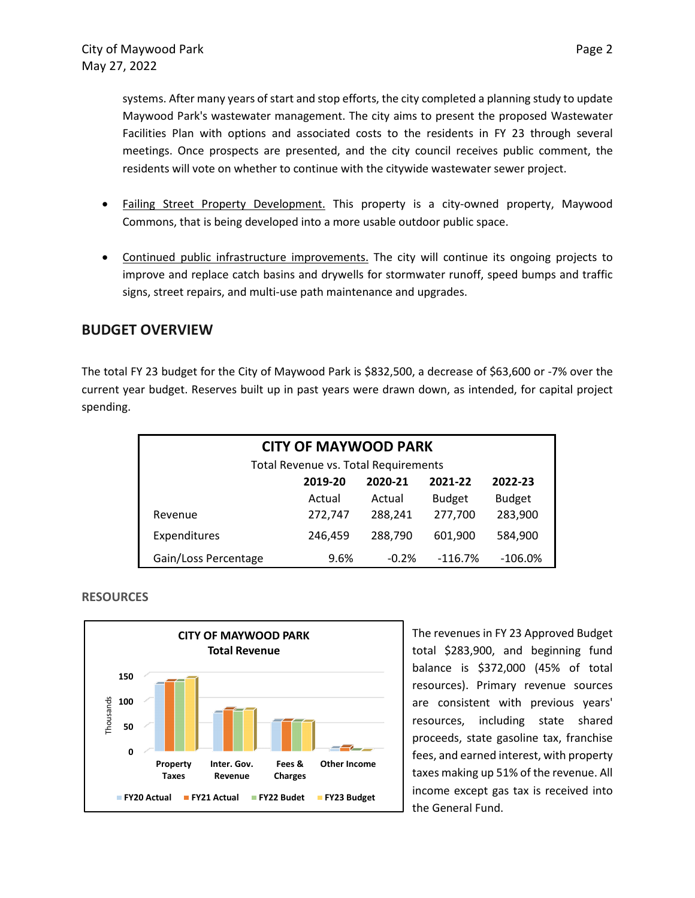systems. After many years of start and stop efforts, the city completed a planning study to update Maywood Park's wastewater management. The city aims to present the proposed Wastewater Facilities Plan with options and associated costs to the residents in FY 23 through several meetings. Once prospects are presented, and the city council receives public comment, the residents will vote on whether to continue with the citywide wastewater sewer project.

- Failing Street Property Development. This property is a city-owned property, Maywood Commons, that is being developed into a more usable outdoor public space.

- Continued public infrastructure improvements. The city will continue its ongoing projects to improve and replace catch basins and drywells for stormwater runoff, speed bumps and traffic signs, street repairs, and multi-use path maintenance and upgrades.

## BUDGET OVERVIEW

The total FY 23 budget for the City of Maywood Park is $832,500, a decrease of $63,600 or -7% over the current year budget. Reserves built up in past years were drawn down, as intended, for capital project spending.

**CITY OF MAYWOOD PARK**
Total Revenue vs. Total Requirements

| | 2019-20 Actual | 2020-21 Actual | 2021-22 Budget | 2022-23 Budget |
|---|---|---|---|---|
| Revenue | 272,747 | 288,241 | 277,700 | 283,900 |
| Expenditures | 246,459 | 288,790 | 601,900 | 584,900 |
| Gain/Loss Percentage | 9.6% | -0.2% | -116.7% | -106.0% |

### RESOURCES

**CITY OF MAYWOOD PARK**
**Total Revenue**

The revenues in FY 23 Approved Budget total $283,900, and beginning fund balance is $372,000 (45% of total resources). Primary revenue sources are consistent with previous years' resources, including state shared proceeds, state gasoline tax, franchise fees, and earned interest, with property taxes making up 51% of the revenue. All income except gas tax is received into the General Fund.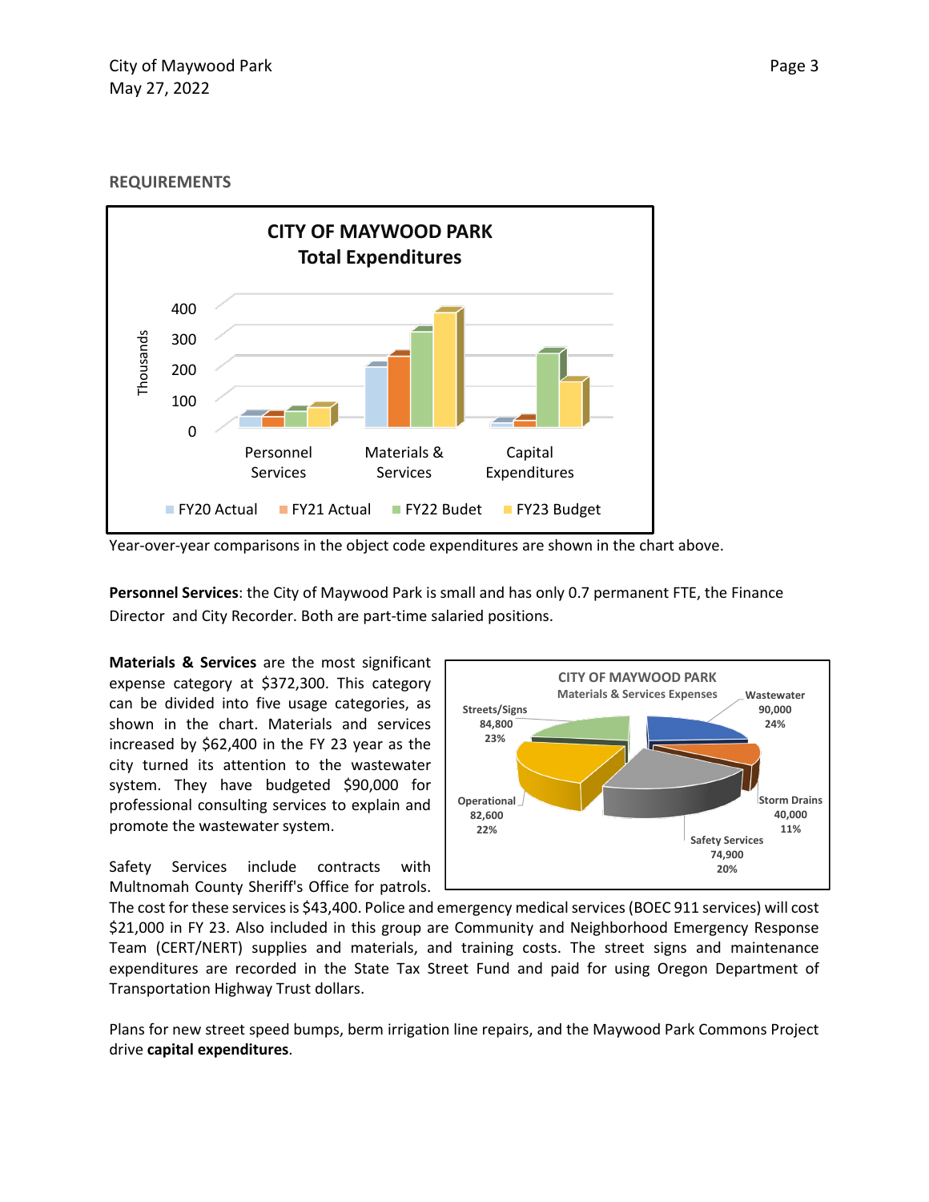## REQUIREMENTS

Year-over-year comparisons in the object code expenditures are shown in the chart above.

**Personnel Services**: the City of Maywood Park is small and has only 0.7 permanent FTE, the Finance Director and City Recorder. Both are part-time salaried positions.

**Materials & Services** are the most significant expense category at $372,300. This category can be divided into five usage categories, as shown in the chart. Materials and services increased by $62,400 in the FY 23 year as the city turned its attention to the wastewater system. They have budgeted $90,000 for professional consulting services to explain and promote the wastewater system.

Safety Services include contracts with Multnomah County Sheriff's Office for patrols. The cost for these services is $43,400. Police and emergency medical services (BOEC 911 services) will cost $21,000 in FY 23. Also included in this group are Community and Neighborhood Emergency Response Team (CERT/NERT) supplies and materials, and training costs. The street signs and maintenance expenditures are recorded in the State Tax Street Fund and paid for using Oregon Department of Transportation Highway Trust dollars.

Plans for new street speed bumps, berm irrigation line repairs, and the Maywood Park Commons Project drive **capital expenditures**.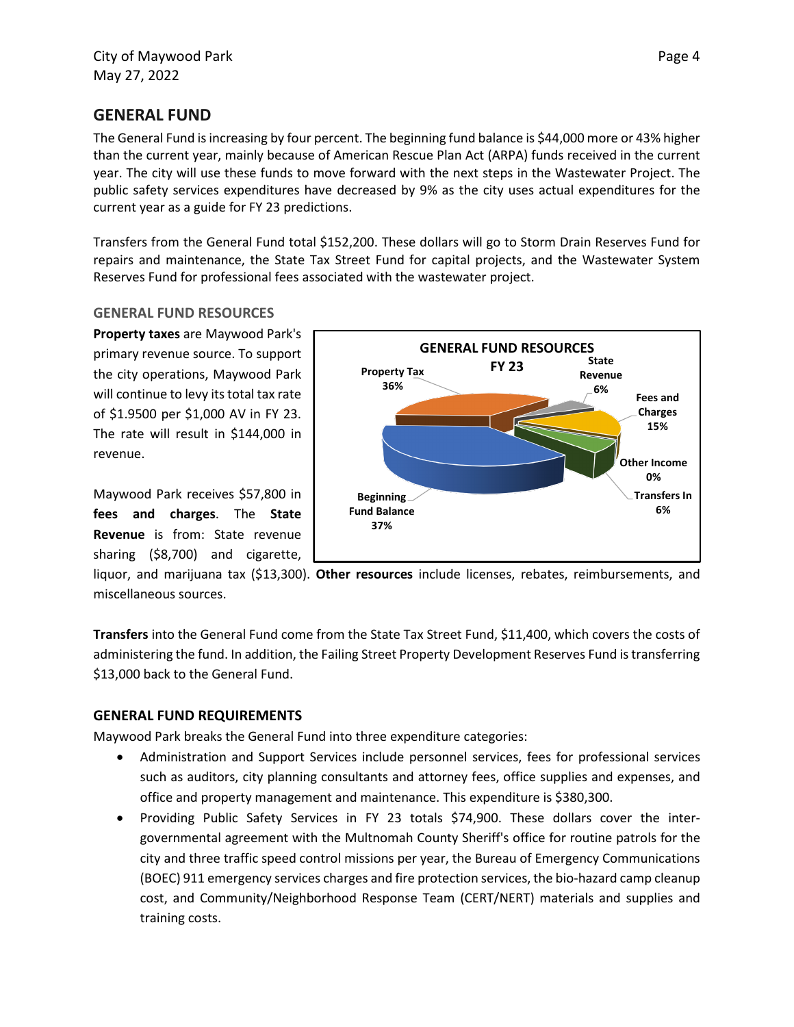## GENERAL FUND

The General Fund is increasing by four percent. The beginning fund balance is $44,000 more or 43% higher than the current year, mainly because of American Rescue Plan Act (ARPA) funds received in the current year. The city will use these funds to move forward with the next steps in the Wastewater Project. The public safety services expenditures have decreased by 9% as the city uses actual expenditures for the current year as a guide for FY 23 predictions.

Transfers from the General Fund total $152,200. These dollars will go to Storm Drain Reserves Fund for repairs and maintenance, the State Tax Street Fund for capital projects, and the Wastewater System Reserves Fund for professional fees associated with the wastewater project.

### GENERAL FUND RESOURCES

**Property taxes** are Maywood Park's primary revenue source. To support the city operations, Maywood Park will continue to levy its total tax rate of $1.9500 per $1,000 AV in FY 23. The rate will result in $144,000 in revenue.

GENERAL FUND RESOURCES FY 23

- Property Tax 36%
- State Revenue 6%
- Fees and Charges 15%
- Other Income 0%
- Transfers In 6%
- Beginning Fund Balance 37%

Maywood Park receives $57,800 in **fees and charges**. The **State Revenue** is from: State revenue sharing ($8,700) and cigarette, liquor, and marijuana tax ($13,300). **Other resources** include licenses, rebates, reimbursements, and miscellaneous sources.

**Transfers** into the General Fund come from the State Tax Street Fund, $11,400, which covers the costs of administering the fund. In addition, the Failing Street Property Development Reserves Fund is transferring $13,000 back to the General Fund.

### GENERAL FUND REQUIREMENTS

Maywood Park breaks the General Fund into three expenditure categories:

- Administration and Support Services include personnel services, fees for professional services such as auditors, city planning consultants and attorney fees, office supplies and expenses, and office and property management and maintenance. This expenditure is $380,300.
- Providing Public Safety Services in FY 23 totals $74,900. These dollars cover the inter-governmental agreement with the Multnomah County Sheriff's office for routine patrols for the city and three traffic speed control missions per year, the Bureau of Emergency Communications (BOEC) 911 emergency services charges and fire protection services, the bio-hazard camp cleanup cost, and Community/Neighborhood Response Team (CERT/NERT) materials and supplies and training costs.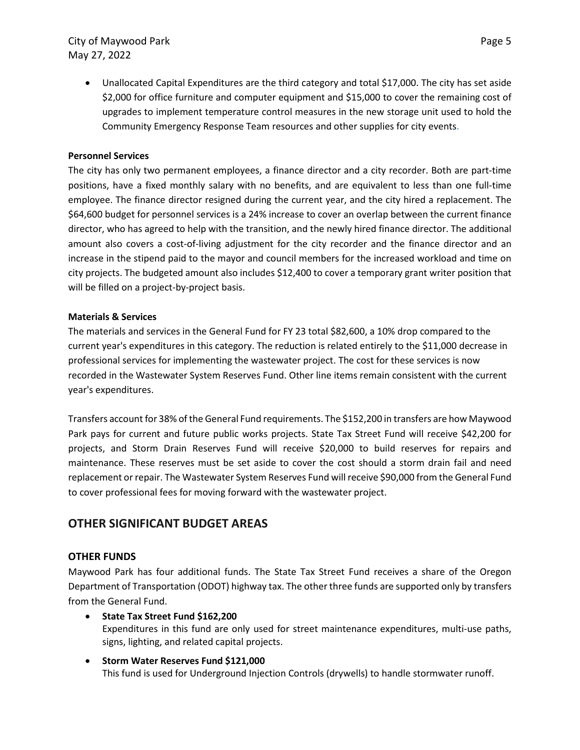- Unallocated Capital Expenditures are the third category and total $17,000. The city has set aside $2,000 for office furniture and computer equipment and $15,000 to cover the remaining cost of upgrades to implement temperature control measures in the new storage unit used to hold the Community Emergency Response Team resources and other supplies for city events.

**Personnel Services**

The city has only two permanent employees, a finance director and a city recorder. Both are part-time positions, have a fixed monthly salary with no benefits, and are equivalent to less than one full-time employee. The finance director resigned during the current year, and the city hired a replacement. The $64,600 budget for personnel services is a 24% increase to cover an overlap between the current finance director, who has agreed to help with the transition, and the newly hired finance director. The additional amount also covers a cost-of-living adjustment for the city recorder and the finance director and an increase in the stipend paid to the mayor and council members for the increased workload and time on city projects. The budgeted amount also includes $12,400 to cover a temporary grant writer position that will be filled on a project-by-project basis.

**Materials & Services**

The materials and services in the General Fund for FY 23 total $82,600, a 10% drop compared to the current year's expenditures in this category. The reduction is related entirely to the $11,000 decrease in professional services for implementing the wastewater project. The cost for these services is now recorded in the Wastewater System Reserves Fund. Other line items remain consistent with the current year's expenditures.

Transfers account for 38% of the General Fund requirements. The $152,200 in transfers are how Maywood Park pays for current and future public works projects. State Tax Street Fund will receive $42,200 for projects, and Storm Drain Reserves Fund will receive $20,000 to build reserves for repairs and maintenance. These reserves must be set aside to cover the cost should a storm drain fail and need replacement or repair. The Wastewater System Reserves Fund will receive $90,000 from the General Fund to cover professional fees for moving forward with the wastewater project.

## OTHER SIGNIFICANT BUDGET AREAS

### OTHER FUNDS

Maywood Park has four additional funds. The State Tax Street Fund receives a share of the Oregon Department of Transportation (ODOT) highway tax. The other three funds are supported only by transfers from the General Fund.

- **State Tax Street Fund $162,200**
  Expenditures in this fund are only used for street maintenance expenditures, multi-use paths, signs, lighting, and related capital projects.
- **Storm Water Reserves Fund $121,000**
  This fund is used for Underground Injection Controls (drywells) to handle stormwater runoff.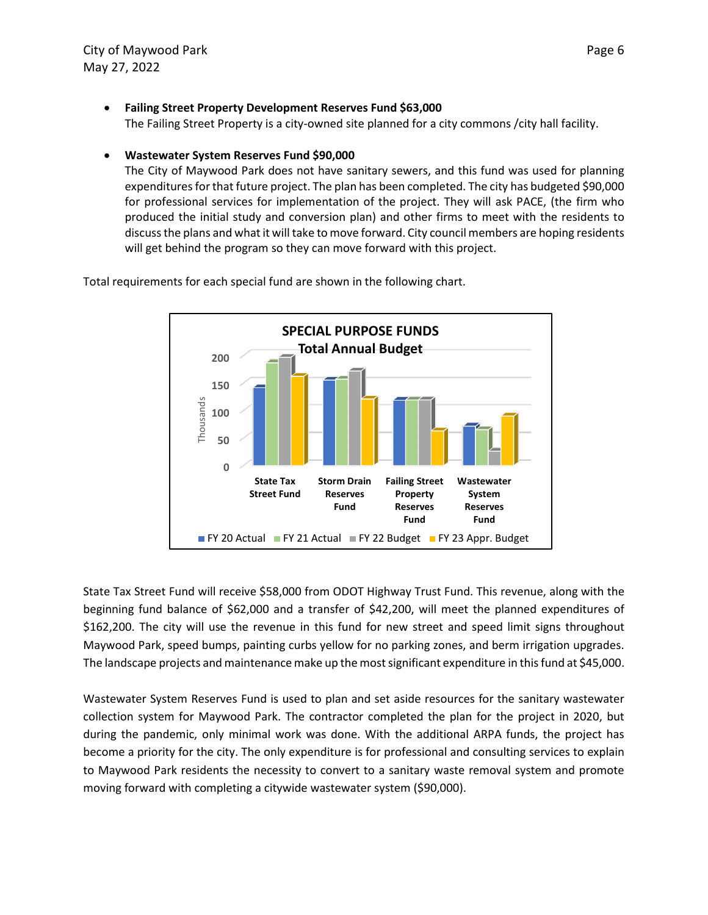- **Failing Street Property Development Reserves Fund $63,000**
  The Failing Street Property is a city-owned site planned for a city commons /city hall facility.

- **Wastewater System Reserves Fund $90,000**
  The City of Maywood Park does not have sanitary sewers, and this fund was used for planning expenditures for that future project. The plan has been completed. The city has budgeted $90,000 for professional services for implementation of the project. They will ask PACE, (the firm who produced the initial study and conversion plan) and other firms to meet with the residents to discuss the plans and what it will take to move forward. City council members are hoping residents will get behind the program so they can move forward with this project.

Total requirements for each special fund are shown in the following chart.

**SPECIAL PURPOSE FUNDS**
**Total Annual Budget**

Thousands

State Tax Street Fund | Storm Drain Reserves Fund | Failing Street Property Reserves Fund | Wastewater System Reserves Fund

FY 20 Actual | FY 21 Actual | FY 22 Budget | FY 23 Appr. Budget

State Tax Street Fund will receive $58,000 from ODOT Highway Trust Fund. This revenue, along with the beginning fund balance of $62,000 and a transfer of $42,200, will meet the planned expenditures of $162,200. The city will use the revenue in this fund for new street and speed limit signs throughout Maywood Park, speed bumps, painting curbs yellow for no parking zones, and berm irrigation upgrades. The landscape projects and maintenance make up the most significant expenditure in this fund at $45,000.

Wastewater System Reserves Fund is used to plan and set aside resources for the sanitary wastewater collection system for Maywood Park. The contractor completed the plan for the project in 2020, but during the pandemic, only minimal work was done. With the additional ARPA funds, the project has become a priority for the city. The only expenditure is for professional and consulting services to explain to Maywood Park residents the necessity to convert to a sanitary waste removal system and promote moving forward with completing a citywide wastewater system ($90,000).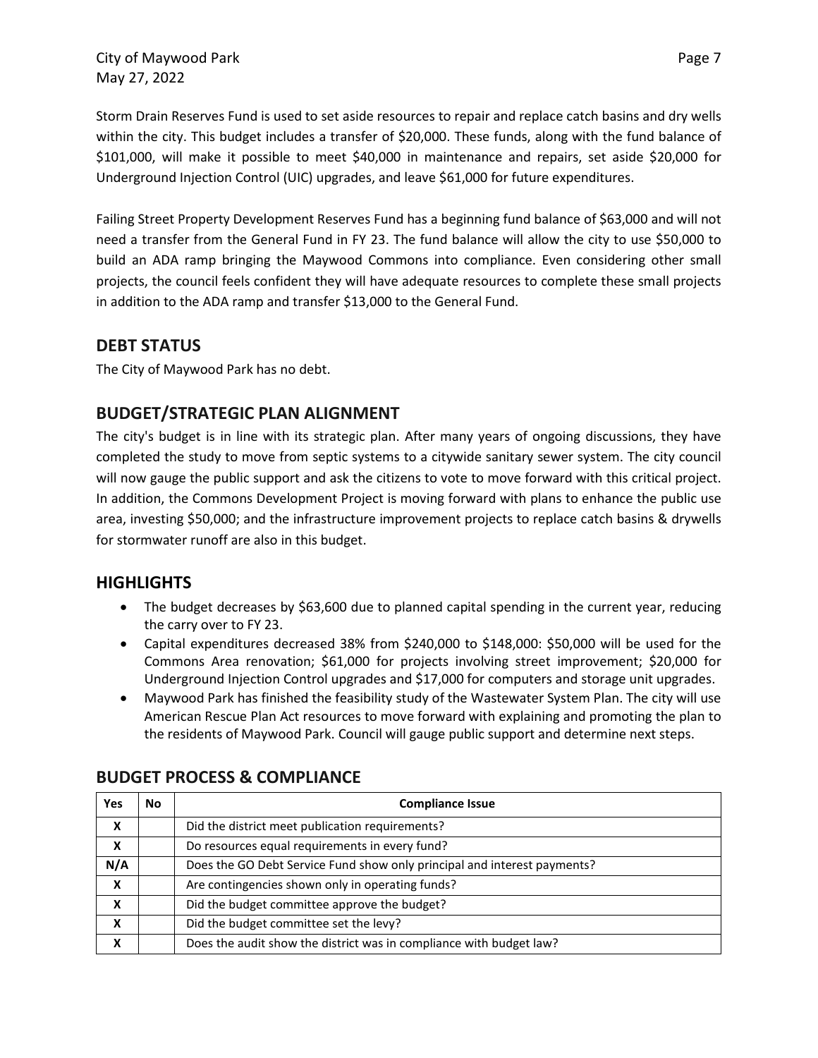Storm Drain Reserves Fund is used to set aside resources to repair and replace catch basins and dry wells within the city. This budget includes a transfer of $20,000. These funds, along with the fund balance of $101,000, will make it possible to meet $40,000 in maintenance and repairs, set aside $20,000 for Underground Injection Control (UIC) upgrades, and leave $61,000 for future expenditures.

Failing Street Property Development Reserves Fund has a beginning fund balance of $63,000 and will not need a transfer from the General Fund in FY 23. The fund balance will allow the city to use $50,000 to build an ADA ramp bringing the Maywood Commons into compliance. Even considering other small projects, the council feels confident they will have adequate resources to complete these small projects in addition to the ADA ramp and transfer $13,000 to the General Fund.

## DEBT STATUS

The City of Maywood Park has no debt.

## BUDGET/STRATEGIC PLAN ALIGNMENT

The city's budget is in line with its strategic plan. After many years of ongoing discussions, they have completed the study to move from septic systems to a citywide sanitary sewer system. The city council will now gauge the public support and ask the citizens to vote to move forward with this critical project. In addition, the Commons Development Project is moving forward with plans to enhance the public use area, investing $50,000; and the infrastructure improvement projects to replace catch basins & drywells for stormwater runoff are also in this budget.

## HIGHLIGHTS

- The budget decreases by $63,600 due to planned capital spending in the current year, reducing the carry over to FY 23.
- Capital expenditures decreased 38% from $240,000 to $148,000: $50,000 will be used for the Commons Area renovation; $61,000 for projects involving street improvement; $20,000 for Underground Injection Control upgrades and $17,000 for computers and storage unit upgrades.
- Maywood Park has finished the feasibility study of the Wastewater System Plan. The city will use American Rescue Plan Act resources to move forward with explaining and promoting the plan to the residents of Maywood Park. Council will gauge public support and determine next steps.

## BUDGET PROCESS & COMPLIANCE

| Yes | No | Compliance Issue |
|---|---|---|
| X | | Did the district meet publication requirements? |
| X | | Do resources equal requirements in every fund? |
| N/A | | Does the GO Debt Service Fund show only principal and interest payments? |
| X | | Are contingencies shown only in operating funds? |
| X | | Did the budget committee approve the budget? |
| X | | Did the budget committee set the levy? |
| X | | Does the audit show the district was in compliance with budget law? |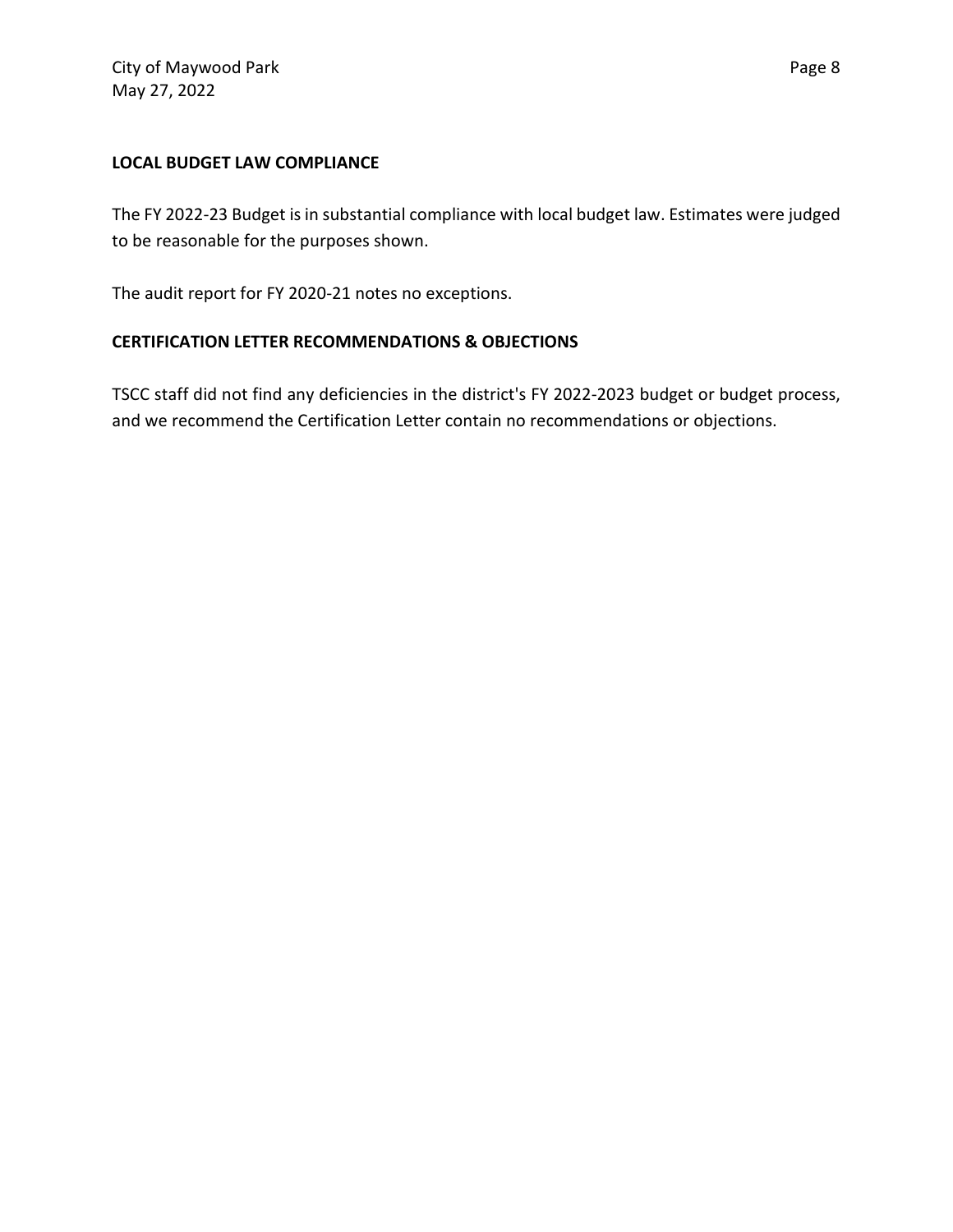## LOCAL BUDGET LAW COMPLIANCE

The FY 2022-23 Budget is in substantial compliance with local budget law. Estimates were judged to be reasonable for the purposes shown.

The audit report for FY 2020-21 notes no exceptions.

## CERTIFICATION LETTER RECOMMENDATIONS & OBJECTIONS

TSCC staff did not find any deficiencies in the district's FY 2022-2023 budget or budget process, and we recommend the Certification Letter contain no recommendations or objections.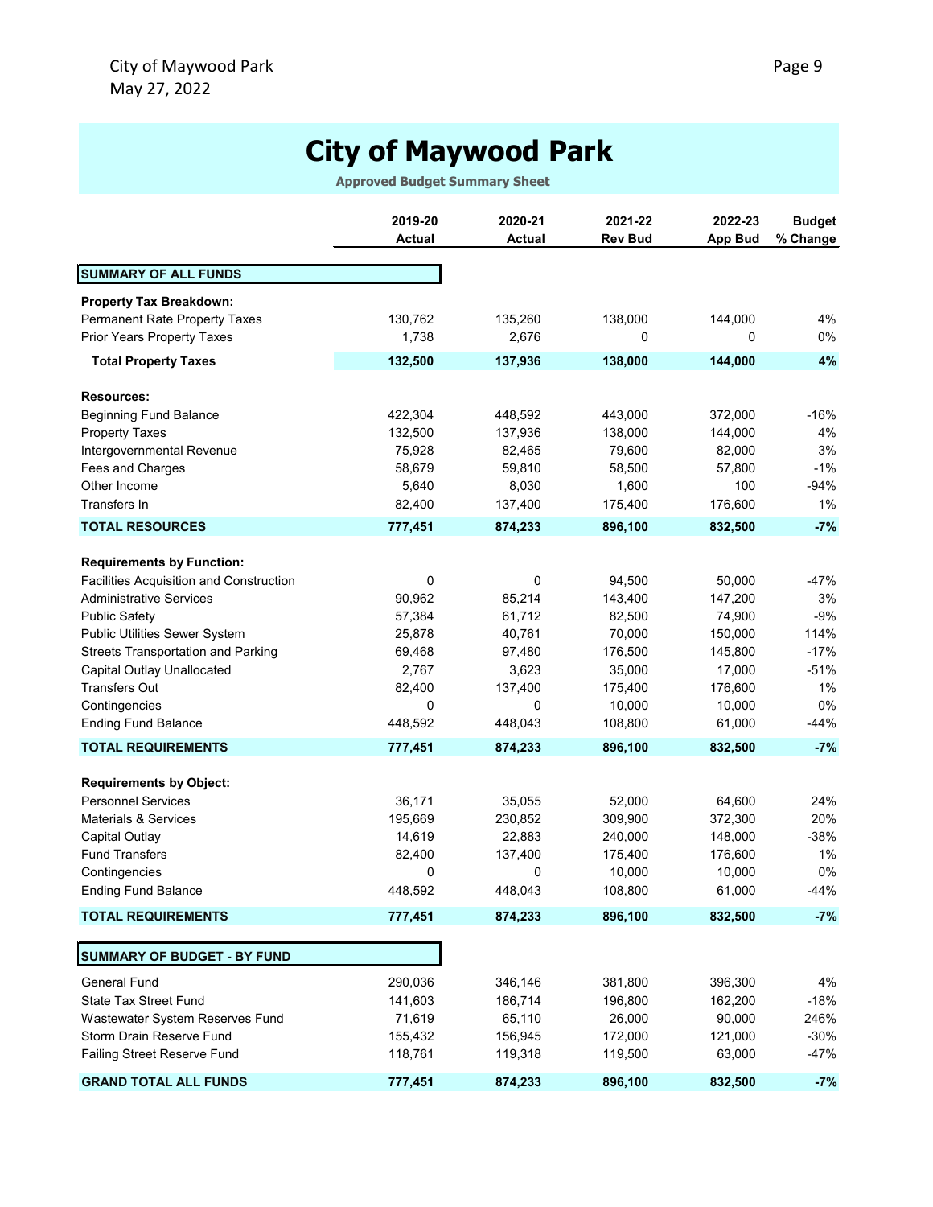# City of Maywood Park

**Approved Budget Summary Sheet**

| | 2019-20 Actual | 2020-21 Actual | 2021-22 Rev Bud | 2022-23 App Bud | Budget % Change |
|---|---|---|---|---|---|
| **SUMMARY OF ALL FUNDS** | | | | | |
| **Property Tax Breakdown:** | | | | | |
| Permanent Rate Property Taxes | 130,762 | 135,260 | 138,000 | 144,000 | 4% |
| Prior Years Property Taxes | 1,738 | 2,676 | 0 | 0 | 0% |
| **Total Property Taxes** | **132,500** | **137,936** | **138,000** | **144,000** | **4%** |
| **Resources:** | | | | | |
| Beginning Fund Balance | 422,304 | 448,592 | 443,000 | 372,000 | -16% |
| Property Taxes | 132,500 | 137,936 | 138,000 | 144,000 | 4% |
| Intergovernmental Revenue | 75,928 | 82,465 | 79,600 | 82,000 | 3% |
| Fees and Charges | 58,679 | 59,810 | 58,500 | 57,800 | -1% |
| Other Income | 5,640 | 8,030 | 1,600 | 100 | -94% |
| Transfers In | 82,400 | 137,400 | 175,400 | 176,600 | 1% |
| **TOTAL RESOURCES** | **777,451** | **874,233** | **896,100** | **832,500** | **-7%** |
| **Requirements by Function:** | | | | | |
| Facilities Acquisition and Construction | 0 | 0 | 94,500 | 50,000 | -47% |
| Administrative Services | 90,962 | 85,214 | 143,400 | 147,200 | 3% |
| Public Safety | 57,384 | 61,712 | 82,500 | 74,900 | -9% |
| Public Utilities Sewer System | 25,878 | 40,761 | 70,000 | 150,000 | 114% |
| Streets Transportation and Parking | 69,468 | 97,480 | 176,500 | 145,800 | -17% |
| Capital Outlay Unallocated | 2,767 | 3,623 | 35,000 | 17,000 | -51% |
| Transfers Out | 82,400 | 137,400 | 175,400 | 176,600 | 1% |
| Contingencies | 0 | 0 | 10,000 | 10,000 | 0% |
| Ending Fund Balance | 448,592 | 448,043 | 108,800 | 61,000 | -44% |
| **TOTAL REQUIREMENTS** | **777,451** | **874,233** | **896,100** | **832,500** | **-7%** |
| **Requirements by Object:** | | | | | |
| Personnel Services | 36,171 | 35,055 | 52,000 | 64,600 | 24% |
| Materials & Services | 195,669 | 230,852 | 309,900 | 372,300 | 20% |
| Capital Outlay | 14,619 | 22,883 | 240,000 | 148,000 | -38% |
| Fund Transfers | 82,400 | 137,400 | 175,400 | 176,600 | 1% |
| Contingencies | 0 | 0 | 10,000 | 10,000 | 0% |
| Ending Fund Balance | 448,592 | 448,043 | 108,800 | 61,000 | -44% |
| **TOTAL REQUIREMENTS** | **777,451** | **874,233** | **896,100** | **832,500** | **-7%** |
| **SUMMARY OF BUDGET - BY FUND** | | | | | |
| General Fund | 290,036 | 346,146 | 381,800 | 396,300 | 4% |
| State Tax Street Fund | 141,603 | 186,714 | 196,800 | 162,200 | -18% |
| Wastewater System Reserves Fund | 71,619 | 65,110 | 26,000 | 90,000 | 246% |
| Storm Drain Reserve Fund | 155,432 | 156,945 | 172,000 | 121,000 | -30% |
| Failing Street Reserve Fund | 118,761 | 119,318 | 119,500 | 63,000 | -47% |
| **GRAND TOTAL ALL FUNDS** | **777,451** | **874,233** | **896,100** | **832,500** | **-7%** |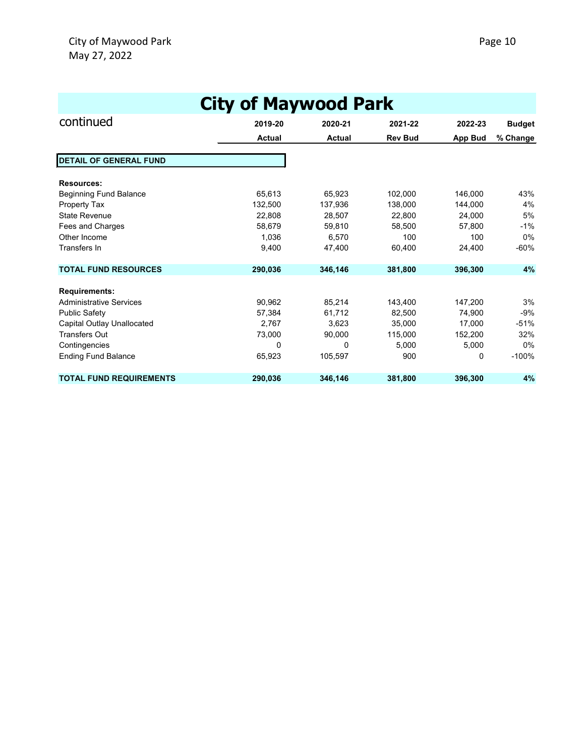# City of Maywood Park

continued

| | 2019-20 Actual | 2020-21 Actual | 2021-22 Rev Bud | 2022-23 App Bud | Budget % Change |
|---|---|---|---|---|---|
| **DETAIL OF GENERAL FUND** | | | | | |
| **Resources:** | | | | | |
| Beginning Fund Balance | 65,613 | 65,923 | 102,000 | 146,000 | 43% |
| Property Tax | 132,500 | 137,936 | 138,000 | 144,000 | 4% |
| State Revenue | 22,808 | 28,507 | 22,800 | 24,000 | 5% |
| Fees and Charges | 58,679 | 59,810 | 58,500 | 57,800 | -1% |
| Other Income | 1,036 | 6,570 | 100 | 100 | 0% |
| Transfers In | 9,400 | 47,400 | 60,400 | 24,400 | -60% |
| **TOTAL FUND RESOURCES** | **290,036** | **346,146** | **381,800** | **396,300** | **4%** |
| **Requirements:** | | | | | |
| Administrative Services | 90,962 | 85,214 | 143,400 | 147,200 | 3% |
| Public Safety | 57,384 | 61,712 | 82,500 | 74,900 | -9% |
| Capital Outlay Unallocated | 2,767 | 3,623 | 35,000 | 17,000 | -51% |
| Transfers Out | 73,000 | 90,000 | 115,000 | 152,200 | 32% |
| Contingencies | 0 | 0 | 5,000 | 5,000 | 0% |
| Ending Fund Balance | 65,923 | 105,597 | 900 | 0 | -100% |
| **TOTAL FUND REQUIREMENTS** | **290,036** | **346,146** | **381,800** | **396,300** | **4%** |